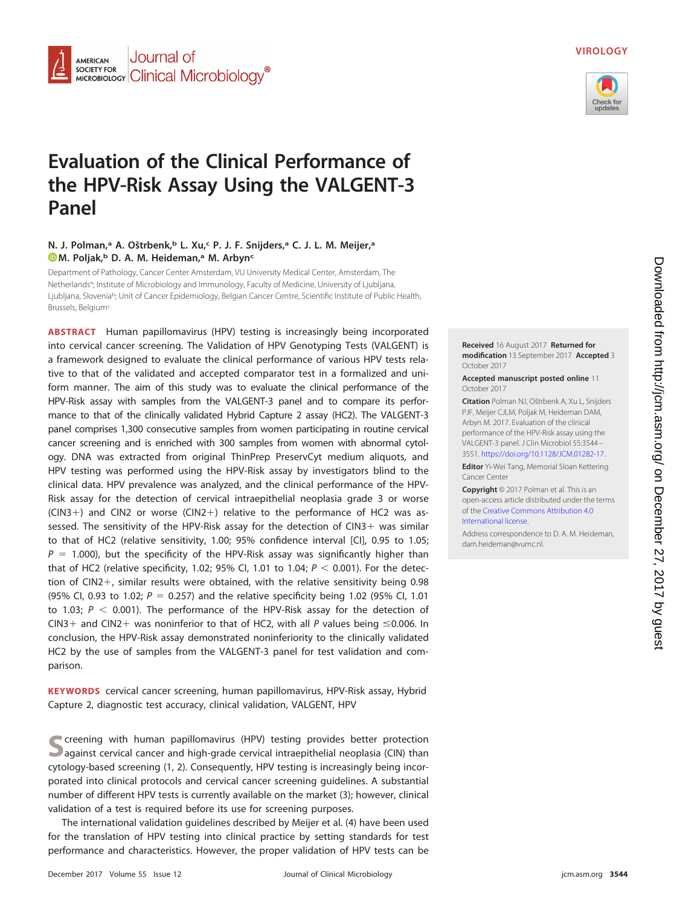VIROLOGY

# Evaluation of the Clinical Performance of the HPV-Risk Assay Using the VALGENT-3 Panel

N. J. Polman,[a] A. Oštrbenk,[b] L. Xu,[c] P. J. F. Snijders,[a] C. J. L. M. Meijer,[a] M. Poljak,[b] D. A. M. Heideman,[a] M. Arbyn[c]

Department of Pathology, Cancer Center Amsterdam, VU University Medical Center, Amsterdam, The Netherlands[a]; Institute of Microbiology and Immunology, Faculty of Medicine, University of Ljubljana, Ljubljana, Slovenia[b]; Unit of Cancer Epidemiology, Belgian Cancer Centre, Scientific Institute of Public Health, Brussels, Belgium[c]

**ABSTRACT** Human papillomavirus (HPV) testing is increasingly being incorporated into cervical cancer screening. The Validation of HPV Genotyping Tests (VALGENT) is a framework designed to evaluate the clinical performance of various HPV tests relative to that of the validated and accepted comparator test in a formalized and uniform manner. The aim of this study was to evaluate the clinical performance of the HPV-Risk assay with samples from the VALGENT-3 panel and to compare its performance to that of the clinically validated Hybrid Capture 2 assay (HC2). The VALGENT-3 panel comprises 1,300 consecutive samples from women participating in routine cervical cancer screening and is enriched with 300 samples from women with abnormal cytology. DNA was extracted from original ThinPrep PreservCyt medium aliquots, and HPV testing was performed using the HPV-Risk assay by investigators blind to the clinical data. HPV prevalence was analyzed, and the clinical performance of the HPV-Risk assay for the detection of cervical intraepithelial neoplasia grade 3 or worse (CIN3+) and CIN2 or worse (CIN2+) relative to the performance of HC2 was assessed. The sensitivity of the HPV-Risk assay for the detection of CIN3+ was similar to that of HC2 (relative sensitivity, 1.00; 95% confidence interval [CI], 0.95 to 1.05; $P = 1.000$), but the specificity of the HPV-Risk assay was significantly higher than that of HC2 (relative specificity, 1.02; 95% CI, 1.01 to 1.04; $P < 0.001$). For the detection of CIN2+, similar results were obtained, with the relative sensitivity being 0.98 (95% CI, 0.93 to 1.02; $P = 0.257$) and the relative specificity being 1.02 (95% CI, 1.01 to 1.03; $P < 0.001$). The performance of the HPV-Risk assay for the detection of CIN3+ and CIN2+ was noninferior to that of HC2, with all $P$ values being $\leq 0.006$. In conclusion, the HPV-Risk assay demonstrated noninferiority to the clinically validated HC2 by the use of samples from the VALGENT-3 panel for test validation and comparison.

**KEYWORDS** cervical cancer screening, human papillomavirus, HPV-Risk assay, Hybrid Capture 2, diagnostic test accuracy, clinical validation, VALGENT, HPV

**Received** 16 August 2017 **Returned for modification** 13 September 2017 **Accepted** 3 October 2017

**Accepted manuscript posted online** 11 October 2017

**Citation** Polman NJ, Oštrbenk A, Xu L, Snijders PJF, Meijer CJLM, Poljak M, Heideman DAM, Arbyn M. 2017. Evaluation of the clinical performance of the HPV-Risk assay using the VALGENT-3 panel. J Clin Microbiol 55:3544–3551. https://doi.org/10.1128/JCM.01282-17.

**Editor** Yi-Wei Tang, Memorial Sloan Kettering Cancer Center

**Copyright** © 2017 Polman et al. This is an open-access article distributed under the terms of the Creative Commons Attribution 4.0 International license.

Address correspondence to D. A. M. Heideman, dam.heideman@vumc.nl.

Screening with human papillomavirus (HPV) testing provides better protection against cervical cancer and high-grade cervical intraepithelial neoplasia (CIN) than cytology-based screening (1, 2). Consequently, HPV testing is increasingly being incorporated into clinical protocols and cervical cancer screening guidelines. A substantial number of different HPV tests is currently available on the market (3); however, clinical validation of a test is required before its use for screening purposes.

The international validation guidelines described by Meijer et al. (4) have been used for the translation of HPV testing into clinical practice by setting standards for test performance and characteristics. However, the proper validation of HPV tests can be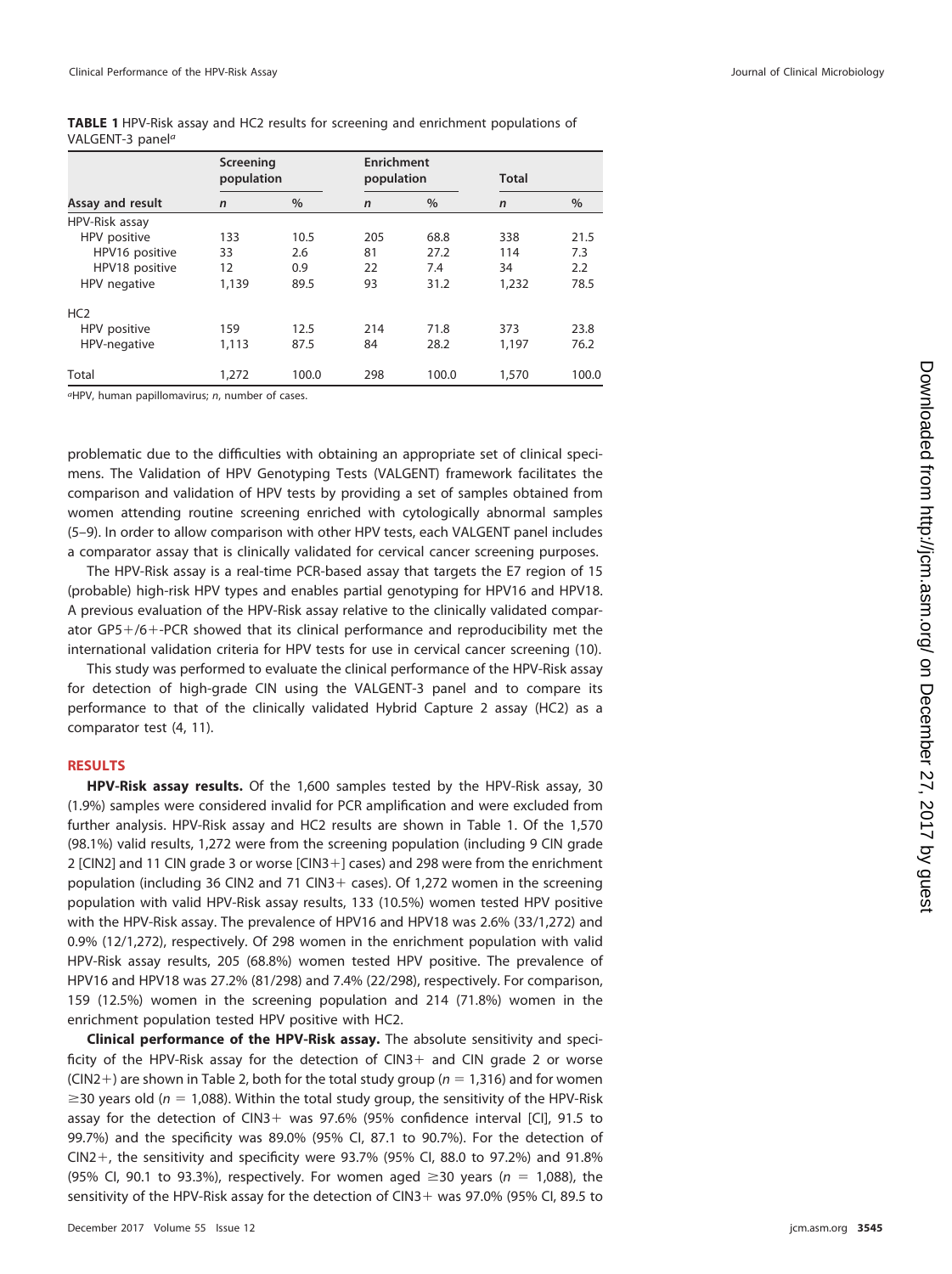**TABLE 1** HPV-Risk assay and HC2 results for screening and enrichment populations of VALGENT-3 panel[a]

| Assay and result | Screening population | | Enrichment population | | Total | |
|---|---|---|---|---|---|---|
| | *n* | % | *n* | % | *n* | % |
| HPV-Risk assay | | | | | | |
| HPV positive | 133 | 10.5 | 205 | 68.8 | 338 | 21.5 |
| HPV16 positive | 33 | 2.6 | 81 | 27.2 | 114 | 7.3 |
| HPV18 positive | 12 | 0.9 | 22 | 7.4 | 34 | 2.2 |
| HPV negative | 1,139 | 89.5 | 93 | 31.2 | 1,232 | 78.5 |
| HC2 | | | | | | |
| HPV positive | 159 | 12.5 | 214 | 71.8 | 373 | 23.8 |
| HPV-negative | 1,113 | 87.5 | 84 | 28.2 | 1,197 | 76.2 |
| Total | 1,272 | 100.0 | 298 | 100.0 | 1,570 | 100.0 |

[a]HPV, human papillomavirus; *n*, number of cases.

problematic due to the difficulties with obtaining an appropriate set of clinical specimens. The Validation of HPV Genotyping Tests (VALGENT) framework facilitates the comparison and validation of HPV tests by providing a set of samples obtained from women attending routine screening enriched with cytologically abnormal samples (5–9). In order to allow comparison with other HPV tests, each VALGENT panel includes a comparator assay that is clinically validated for cervical cancer screening purposes.

The HPV-Risk assay is a real-time PCR-based assay that targets the E7 region of 15 (probable) high-risk HPV types and enables partial genotyping for HPV16 and HPV18. A previous evaluation of the HPV-Risk assay relative to the clinically validated comparator GP5+/6+-PCR showed that its clinical performance and reproducibility met the international validation criteria for HPV tests for use in cervical cancer screening (10).

This study was performed to evaluate the clinical performance of the HPV-Risk assay for detection of high-grade CIN using the VALGENT-3 panel and to compare its performance to that of the clinically validated Hybrid Capture 2 assay (HC2) as a comparator test (4, 11).

## RESULTS

**HPV-Risk assay results.** Of the 1,600 samples tested by the HPV-Risk assay, 30 (1.9%) samples were considered invalid for PCR amplification and were excluded from further analysis. HPV-Risk assay and HC2 results are shown in Table 1. Of the 1,570 (98.1%) valid results, 1,272 were from the screening population (including 9 CIN grade 2 [CIN2] and 11 CIN grade 3 or worse [CIN3+] cases) and 298 were from the enrichment population (including 36 CIN2 and 71 CIN3+ cases). Of 1,272 women in the screening population with valid HPV-Risk assay results, 133 (10.5%) women tested HPV positive with the HPV-Risk assay. The prevalence of HPV16 and HPV18 was 2.6% (33/1,272) and 0.9% (12/1,272), respectively. Of 298 women in the enrichment population with valid HPV-Risk assay results, 205 (68.8%) women tested HPV positive. The prevalence of HPV16 and HPV18 was 27.2% (81/298) and 7.4% (22/298), respectively. For comparison, 159 (12.5%) women in the screening population and 214 (71.8%) women in the enrichment population tested HPV positive with HC2.

**Clinical performance of the HPV-Risk assay.** The absolute sensitivity and specificity of the HPV-Risk assay for the detection of CIN3+ and CIN grade 2 or worse (CIN2+) are shown in Table 2, both for the total study group ($n = 1,316$) and for women ≥30 years old ($n = 1,088$). Within the total study group, the sensitivity of the HPV-Risk assay for the detection of CIN3+ was 97.6% (95% confidence interval [CI], 91.5 to 99.7%) and the specificity was 89.0% (95% CI, 87.1 to 90.7%). For the detection of CIN2+, the sensitivity and specificity were 93.7% (95% CI, 88.0 to 97.2%) and 91.8% (95% CI, 90.1 to 93.3%), respectively. For women aged ≥30 years ($n = 1,088$), the sensitivity of the HPV-Risk assay for the detection of CIN3+ was 97.0% (95% CI, 89.5 to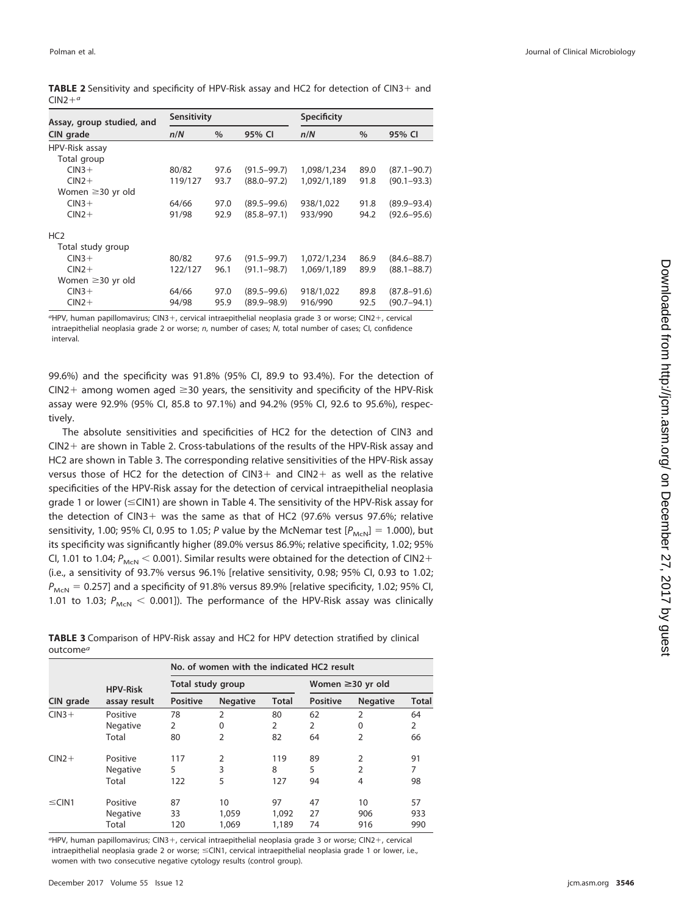**TABLE 2** Sensitivity and specificity of HPV-Risk assay and HC2 for detection of CIN3+ and CIN2+[a]

| Assay, group studied, and CIN grade | Sensitivity | | | Specificity | | |
|---|---|---|---|---|---|---|
| | *n*/*N* | % | 95% CI | *n*/*N* | % | 95% CI |
| HPV-Risk assay | | | | | | |
| Total group | | | | | | |
| CIN3+ | 80/82 | 97.6 | (91.5–99.7) | 1,098/1,234 | 89.0 | (87.1–90.7) |
| CIN2+ | 119/127 | 93.7 | (88.0–97.2) | 1,092/1,189 | 91.8 | (90.1–93.3) |
| Women ≥30 yr old | | | | | | |
| CIN3+ | 64/66 | 97.0 | (89.5–99.6) | 938/1,022 | 91.8 | (89.9–93.4) |
| CIN2+ | 91/98 | 92.9 | (85.8–97.1) | 933/990 | 94.2 | (92.6–95.6) |
| HC2 | | | | | | |
| Total study group | | | | | | |
| CIN3+ | 80/82 | 97.6 | (91.5–99.7) | 1,072/1,234 | 86.9 | (84.6–88.7) |
| CIN2+ | 122/127 | 96.1 | (91.1–98.7) | 1,069/1,189 | 89.9 | (88.1–88.7) |
| Women ≥30 yr old | | | | | | |
| CIN3+ | 64/66 | 97.0 | (89.5–99.6) | 918/1,022 | 89.8 | (87.8–91.6) |
| CIN2+ | 94/98 | 95.9 | (89.9–98.9) | 916/990 | 92.5 | (90.7–94.1) |

[a]HPV, human papillomavirus; CIN3+, cervical intraepithelial neoplasia grade 3 or worse; CIN2+, cervical intraepithelial neoplasia grade 2 or worse; *n*, number of cases; *N*, total number of cases; CI, confidence interval.

99.6%) and the specificity was 91.8% (95% CI, 89.9 to 93.4%). For the detection of CIN2+ among women aged ≥30 years, the sensitivity and specificity of the HPV-Risk assay were 92.9% (95% CI, 85.8 to 97.1%) and 94.2% (95% CI, 92.6 to 95.6%), respectively.

The absolute sensitivities and specificities of HC2 for the detection of CIN3 and CIN2+ are shown in Table 2. Cross-tabulations of the results of the HPV-Risk assay and HC2 are shown in Table 3. The corresponding relative sensitivities of the HPV-Risk assay versus those of HC2 for the detection of CIN3+ and CIN2+ as well as the relative specificities of the HPV-Risk assay for the detection of cervical intraepithelial neoplasia grade 1 or lower (≤CIN1) are shown in Table 4. The sensitivity of the HPV-Risk assay for the detection of CIN3+ was the same as that of HC2 (97.6% versus 97.6%; relative sensitivity, 1.00; 95% CI, 0.95 to 1.05; *P* value by the McNemar test [$P_{McN}$] = 1.000), but its specificity was significantly higher (89.0% versus 86.9%; relative specificity, 1.02; 95% CI, 1.01 to 1.04; $P_{McN} < 0.001$). Similar results were obtained for the detection of CIN2+ (i.e., a sensitivity of 93.7% versus 96.1% [relative sensitivity, 0.98; 95% CI, 0.93 to 1.02; $P_{McN} = 0.257$] and a specificity of 91.8% versus 89.9% [relative specificity, 1.02; 95% CI, 1.01 to 1.03; $P_{McN} < 0.001$]). The performance of the HPV-Risk assay was clinically

**TABLE 3** Comparison of HPV-Risk assay and HC2 for HPV detection stratified by clinical outcome[a]

| CIN grade | HPV-Risk assay result | No. of women with the indicated HC2 result | | | | | |
|---|---|---|---|---|---|---|---|
| | | Total study group | | | Women ≥30 yr old | | |
| | | Positive | Negative | Total | Positive | Negative | Total |
| CIN3+ | Positive | 78 | 2 | 80 | 62 | 2 | 64 |
| | Negative | 2 | 0 | 2 | 2 | 0 | 2 |
| | Total | 80 | 2 | 82 | 64 | 2 | 66 |
| CIN2+ | Positive | 117 | 2 | 119 | 89 | 2 | 91 |
| | Negative | 5 | 3 | 8 | 5 | 2 | 7 |
| | Total | 122 | 5 | 127 | 94 | 4 | 98 |
| ≤CIN1 | Positive | 87 | 10 | 97 | 47 | 10 | 57 |
| | Negative | 33 | 1,059 | 1,092 | 27 | 906 | 933 |
| | Total | 120 | 1,069 | 1,189 | 74 | 916 | 990 |

[a]HPV, human papillomavirus; CIN3+, cervical intraepithelial neoplasia grade 3 or worse; CIN2+, cervical intraepithelial neoplasia grade 2 or worse; ≤CIN1, cervical intraepithelial neoplasia grade 1 or lower, i.e., women with two consecutive negative cytology results (control group).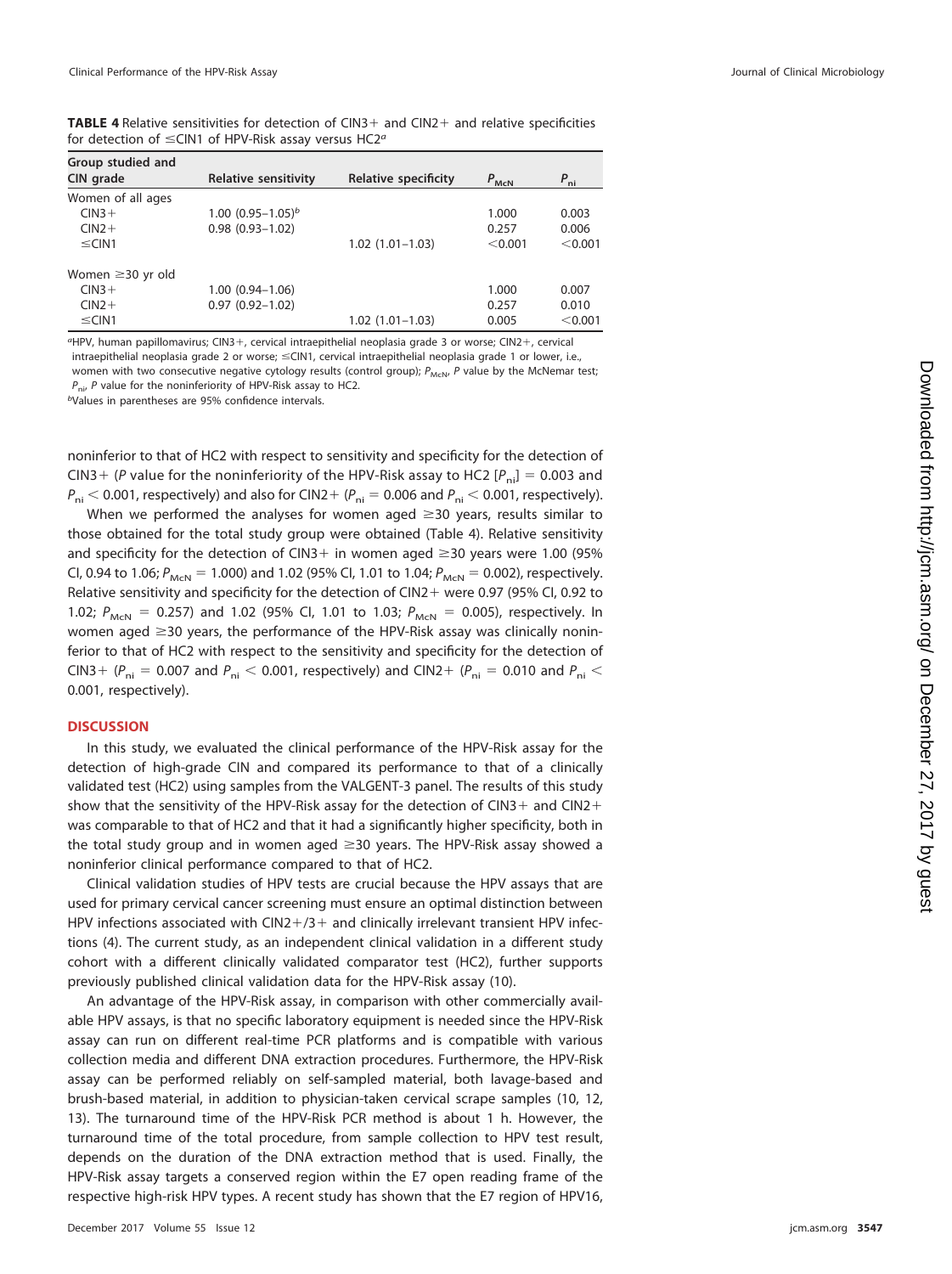**TABLE 4** Relative sensitivities for detection of CIN3+ and CIN2+ and relative specificities for detection of ≤CIN1 of HPV-Risk assay versus HC2[a]

| Group studied and CIN grade | Relative sensitivity | Relative specificity | $P_{McN}$ | $P_{ni}$ |
|---|---|---|---|---|
| Women of all ages | | | | |
| CIN3+ | 1.00 (0.95–1.05)[b] | | 1.000 | 0.003 |
| CIN2+ | 0.98 (0.93–1.02) | | 0.257 | 0.006 |
| ≤CIN1 | | 1.02 (1.01–1.03) | <0.001 | <0.001 |
| Women ≥30 yr old | | | | |
| CIN3+ | 1.00 (0.94–1.06) | | 1.000 | 0.007 |
| CIN2+ | 0.97 (0.92–1.02) | | 0.257 | 0.010 |
| ≤CIN1 | | 1.02 (1.01–1.03) | 0.005 | <0.001 |

[a]HPV, human papillomavirus; CIN3+, cervical intraepithelial neoplasia grade 3 or worse; CIN2+, cervical intraepithelial neoplasia grade 2 or worse; ≤CIN1, cervical intraepithelial neoplasia grade 1 or lower, i.e., women with two consecutive negative cytology results (control group); $P_{McN}$, P value by the McNemar test; $P_{ni}$, P value for the noninferiority of HPV-Risk assay to HC2.

[b]Values in parentheses are 95% confidence intervals.

noninferior to that of HC2 with respect to sensitivity and specificity for the detection of CIN3+ (P value for the noninferiority of the HPV-Risk assay to HC2 [$P_{ni}$] = 0.003 and $P_{ni}$ < 0.001, respectively) and also for CIN2+ ($P_{ni}$ = 0.006 and $P_{ni}$ < 0.001, respectively).

When we performed the analyses for women aged ≥30 years, results similar to those obtained for the total study group were obtained (Table 4). Relative sensitivity and specificity for the detection of CIN3+ in women aged ≥30 years were 1.00 (95% CI, 0.94 to 1.06; $P_{McN}$ = 1.000) and 1.02 (95% CI, 1.01 to 1.04; $P_{McN}$ = 0.002), respectively. Relative sensitivity and specificity for the detection of CIN2+ were 0.97 (95% CI, 0.92 to 1.02; $P_{McN}$ = 0.257) and 1.02 (95% CI, 1.01 to 1.03; $P_{McN}$ = 0.005), respectively. In women aged ≥30 years, the performance of the HPV-Risk assay was clinically noninferior to that of HC2 with respect to the sensitivity and specificity for the detection of CIN3+ ($P_{ni}$ = 0.007 and $P_{ni}$ < 0.001, respectively) and CIN2+ ($P_{ni}$ = 0.010 and $P_{ni}$ < 0.001, respectively).

## DISCUSSION

In this study, we evaluated the clinical performance of the HPV-Risk assay for the detection of high-grade CIN and compared its performance to that of a clinically validated test (HC2) using samples from the VALGENT-3 panel. The results of this study show that the sensitivity of the HPV-Risk assay for the detection of CIN3+ and CIN2+ was comparable to that of HC2 and that it had a significantly higher specificity, both in the total study group and in women aged ≥30 years. The HPV-Risk assay showed a noninferior clinical performance compared to that of HC2.

Clinical validation studies of HPV tests are crucial because the HPV assays that are used for primary cervical cancer screening must ensure an optimal distinction between HPV infections associated with CIN2+/3+ and clinically irrelevant transient HPV infections (4). The current study, as an independent clinical validation in a different study cohort with a different clinically validated comparator test (HC2), further supports previously published clinical validation data for the HPV-Risk assay (10).

An advantage of the HPV-Risk assay, in comparison with other commercially available HPV assays, is that no specific laboratory equipment is needed since the HPV-Risk assay can run on different real-time PCR platforms and is compatible with various collection media and different DNA extraction procedures. Furthermore, the HPV-Risk assay can be performed reliably on self-sampled material, both lavage-based and brush-based material, in addition to physician-taken cervical scrape samples (10, 12, 13). The turnaround time of the HPV-Risk PCR method is about 1 h. However, the turnaround time of the total procedure, from sample collection to HPV test result, depends on the duration of the DNA extraction method that is used. Finally, the HPV-Risk assay targets a conserved region within the E7 open reading frame of the respective high-risk HPV types. A recent study has shown that the E7 region of HPV16,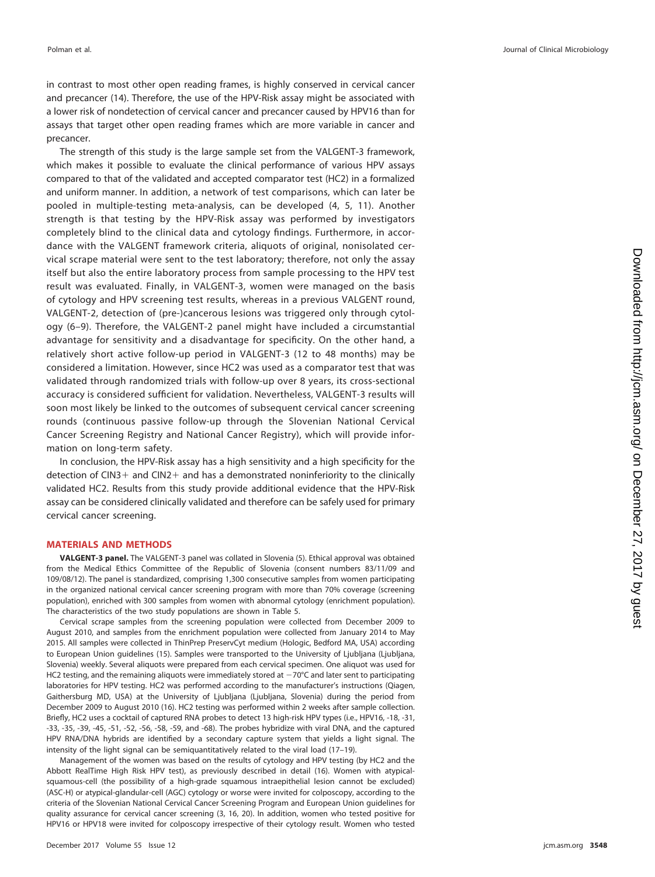in contrast to most other open reading frames, is highly conserved in cervical cancer and precancer (14). Therefore, the use of the HPV-Risk assay might be associated with a lower risk of nondetection of cervical cancer and precancer caused by HPV16 than for assays that target other open reading frames which are more variable in cancer and precancer.

The strength of this study is the large sample set from the VALGENT-3 framework, which makes it possible to evaluate the clinical performance of various HPV assays compared to that of the validated and accepted comparator test (HC2) in a formalized and uniform manner. In addition, a network of test comparisons, which can later be pooled in multiple-testing meta-analysis, can be developed (4, 5, 11). Another strength is that testing by the HPV-Risk assay was performed by investigators completely blind to the clinical data and cytology findings. Furthermore, in accordance with the VALGENT framework criteria, aliquots of original, nonisolated cervical scrape material were sent to the test laboratory; therefore, not only the assay itself but also the entire laboratory process from sample processing to the HPV test result was evaluated. Finally, in VALGENT-3, women were managed on the basis of cytology and HPV screening test results, whereas in a previous VALGENT round, VALGENT-2, detection of (pre-)cancerous lesions was triggered only through cytology (6–9). Therefore, the VALGENT-2 panel might have included a circumstantial advantage for sensitivity and a disadvantage for specificity. On the other hand, a relatively short active follow-up period in VALGENT-3 (12 to 48 months) may be considered a limitation. However, since HC2 was used as a comparator test that was validated through randomized trials with follow-up over 8 years, its cross-sectional accuracy is considered sufficient for validation. Nevertheless, VALGENT-3 results will soon most likely be linked to the outcomes of subsequent cervical cancer screening rounds (continuous passive follow-up through the Slovenian National Cervical Cancer Screening Registry and National Cancer Registry), which will provide information on long-term safety.

In conclusion, the HPV-Risk assay has a high sensitivity and a high specificity for the detection of CIN3+ and CIN2+ and has a demonstrated noninferiority to the clinically validated HC2. Results from this study provide additional evidence that the HPV-Risk assay can be considered clinically validated and therefore can be safely used for primary cervical cancer screening.

## MATERIALS AND METHODS

**VALGENT-3 panel.** The VALGENT-3 panel was collated in Slovenia (5). Ethical approval was obtained from the Medical Ethics Committee of the Republic of Slovenia (consent numbers 83/11/09 and 109/08/12). The panel is standardized, comprising 1,300 consecutive samples from women participating in the organized national cervical cancer screening program with more than 70% coverage (screening population), enriched with 300 samples from women with abnormal cytology (enrichment population). The characteristics of the two study populations are shown in Table 5.

Cervical scrape samples from the screening population were collected from December 2009 to August 2010, and samples from the enrichment population were collected from January 2014 to May 2015. All samples were collected in ThinPrep PreservCyt medium (Hologic, Bedford MA, USA) according to European Union guidelines (15). Samples were transported to the University of Ljubljana (Ljubljana, Slovenia) weekly. Several aliquots were prepared from each cervical specimen. One aliquot was used for HC2 testing, and the remaining aliquots were immediately stored at −70°C and later sent to participating laboratories for HPV testing. HC2 was performed according to the manufacturer's instructions (Qiagen, Gaithersburg MD, USA) at the University of Ljubljana (Ljubljana, Slovenia) during the period from December 2009 to August 2010 (16). HC2 testing was performed within 2 weeks after sample collection. Briefly, HC2 uses a cocktail of captured RNA probes to detect 13 high-risk HPV types (i.e., HPV16, -18, -31, -33, -35, -39, -45, -51, -52, -56, -58, -59, and -68). The probes hybridize with viral DNA, and the captured HPV RNA/DNA hybrids are identified by a secondary capture system that yields a light signal. The intensity of the light signal can be semiquantitatively related to the viral load (17–19).

Management of the women was based on the results of cytology and HPV testing (by HC2 and the Abbott RealTime High Risk HPV test), as previously described in detail (16). Women with atypical-squamous-cell (the possibility of a high-grade squamous intraepithelial lesion cannot be excluded) (ASC-H) or atypical-glandular-cell (AGC) cytology or worse were invited for colposcopy, according to the criteria of the Slovenian National Cervical Cancer Screening Program and European Union guidelines for quality assurance for cervical cancer screening (3, 16, 20). In addition, women who tested positive for HPV16 or HPV18 were invited for colposcopy irrespective of their cytology result. Women who tested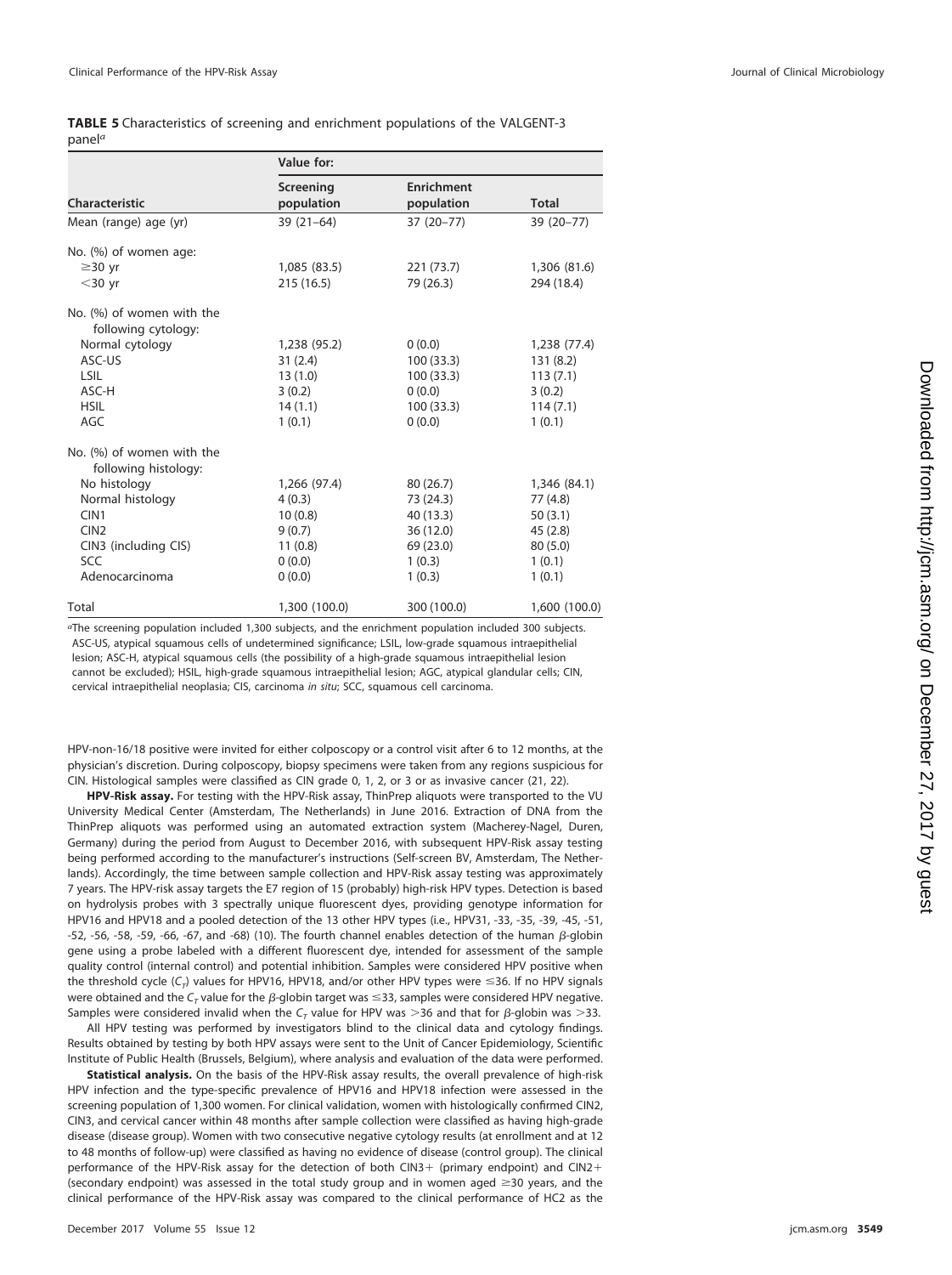**TABLE 5** Characteristics of screening and enrichment populations of the VALGENT-3 panel[a]

| Characteristic | Value for: | | |
|---|---|---|---|
| | Screening population | Enrichment population | Total |
| Mean (range) age (yr) | 39 (21–64) | 37 (20–77) | 39 (20–77) |
| No. (%) of women age: | | | |
| ≥30 yr | 1,085 (83.5) | 221 (73.7) | 1,306 (81.6) |
| <30 yr | 215 (16.5) | 79 (26.3) | 294 (18.4) |
| No. (%) of women with the following cytology: | | | |
| Normal cytology | 1,238 (95.2) | 0 (0.0) | 1,238 (77.4) |
| ASC-US | 31 (2.4) | 100 (33.3) | 131 (8.2) |
| LSIL | 13 (1.0) | 100 (33.3) | 113 (7.1) |
| ASC-H | 3 (0.2) | 0 (0.0) | 3 (0.2) |
| HSIL | 14 (1.1) | 100 (33.3) | 114 (7.1) |
| AGC | 1 (0.1) | 0 (0.0) | 1 (0.1) |
| No. (%) of women with the following histology: | | | |
| No histology | 1,266 (97.4) | 80 (26.7) | 1,346 (84.1) |
| Normal histology | 4 (0.3) | 73 (24.3) | 77 (4.8) |
| CIN1 | 10 (0.8) | 40 (13.3) | 50 (3.1) |
| CIN2 | 9 (0.7) | 36 (12.0) | 45 (2.8) |
| CIN3 (including CIS) | 11 (0.8) | 69 (23.0) | 80 (5.0) |
| SCC | 0 (0.0) | 1 (0.3) | 1 (0.1) |
| Adenocarcinoma | 0 (0.0) | 1 (0.3) | 1 (0.1) |
| Total | 1,300 (100.0) | 300 (100.0) | 1,600 (100.0) |

[a]The screening population included 1,300 subjects, and the enrichment population included 300 subjects. ASC-US, atypical squamous cells of undetermined significance; LSIL, low-grade squamous intraepithelial lesion; ASC-H, atypical squamous cells (the possibility of a high-grade squamous intraepithelial lesion cannot be excluded); HSIL, high-grade squamous intraepithelial lesion; AGC, atypical glandular cells; CIN, cervical intraepithelial neoplasia; CIS, carcinoma *in situ*; SCC, squamous cell carcinoma.

HPV-non-16/18 positive were invited for either colposcopy or a control visit after 6 to 12 months, at the physician's discretion. During colposcopy, biopsy specimens were taken from any regions suspicious for CIN. Histological samples were classified as CIN grade 0, 1, 2, or 3 or as invasive cancer (21, 22).

**HPV-Risk assay.** For testing with the HPV-Risk assay, ThinPrep aliquots were transported to the VU University Medical Center (Amsterdam, The Netherlands) in June 2016. Extraction of DNA from the ThinPrep aliquots was performed using an automated extraction system (Macherey-Nagel, Duren, Germany) during the period from August to December 2016, with subsequent HPV-Risk assay testing being performed according to the manufacturer's instructions (Self-screen BV, Amsterdam, The Netherlands). Accordingly, the time between sample collection and HPV-Risk assay testing was approximately 7 years. The HPV-risk assay targets the E7 region of 15 (probably) high-risk HPV types. Detection is based on hydrolysis probes with 3 spectrally unique fluorescent dyes, providing genotype information for HPV16 and HPV18 and a pooled detection of the 13 other HPV types (i.e., HPV31, -33, -35, -39, -45, -51, -52, -56, -58, -59, -66, -67, and -68) (10). The fourth channel enables detection of the human β-globin gene using a probe labeled with a different fluorescent dye, intended for assessment of the sample quality control (internal control) and potential inhibition. Samples were considered HPV positive when the threshold cycle ($C_T$) values for HPV16, HPV18, and/or other HPV types were ≤36. If no HPV signals were obtained and the $C_T$ value for the β-globin target was ≤33, samples were considered HPV negative. Samples were considered invalid when the $C_T$ value for HPV was >36 and that for β-globin was >33.

All HPV testing was performed by investigators blind to the clinical data and cytology findings. Results obtained by testing by both HPV assays were sent to the Unit of Cancer Epidemiology, Scientific Institute of Public Health (Brussels, Belgium), where analysis and evaluation of the data were performed.

**Statistical analysis.** On the basis of the HPV-Risk assay results, the overall prevalence of high-risk HPV infection and the type-specific prevalence of HPV16 and HPV18 infection were assessed in the screening population of 1,300 women. For clinical validation, women with histologically confirmed CIN2, CIN3, and cervical cancer within 48 months after sample collection were classified as having high-grade disease (disease group). Women with two consecutive negative cytology results (at enrollment and at 12 to 48 months of follow-up) were classified as having no evidence of disease (control group). The clinical performance of the HPV-Risk assay for the detection of both CIN3+ (primary endpoint) and CIN2+ (secondary endpoint) was assessed in the total study group and in women aged ≥30 years, and the clinical performance of the HPV-Risk assay was compared to the clinical performance of HC2 as the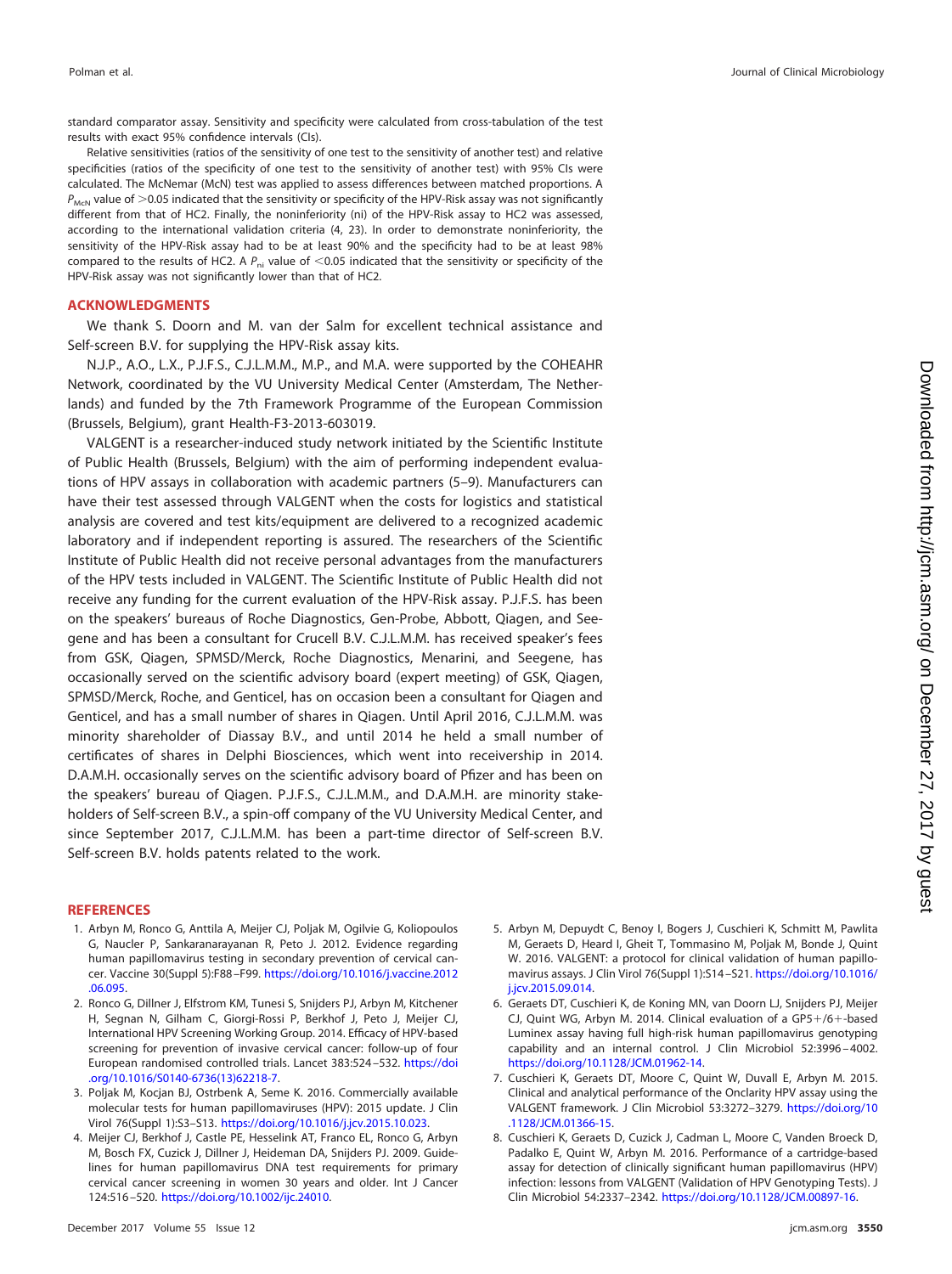standard comparator assay. Sensitivity and specificity were calculated from cross-tabulation of the test results with exact 95% confidence intervals (CIs).

Relative sensitivities (ratios of the sensitivity of one test to the sensitivity of another test) and relative specificities (ratios of the specificity of one test to the sensitivity of another test) with 95% CIs were calculated. The McNemar (McN) test was applied to assess differences between matched proportions. A $P_{McN}$ value of >0.05 indicated that the sensitivity or specificity of the HPV-Risk assay was not significantly different from that of HC2. Finally, the noninferiority (ni) of the HPV-Risk assay to HC2 was assessed, according to the international validation criteria (4, 23). In order to demonstrate noninferiority, the sensitivity of the HPV-Risk assay had to be at least 90% and the specificity had to be at least 98% compared to the results of HC2. A $P_{ni}$ value of <0.05 indicated that the sensitivity or specificity of the HPV-Risk assay was not significantly lower than that of HC2.

## ACKNOWLEDGMENTS

We thank S. Doorn and M. van der Salm for excellent technical assistance and Self-screen B.V. for supplying the HPV-Risk assay kits.

N.J.P., A.O., L.X., P.J.F.S., C.J.L.M.M., M.P., and M.A. were supported by the COHEAHR Network, coordinated by the VU University Medical Center (Amsterdam, The Netherlands) and funded by the 7th Framework Programme of the European Commission (Brussels, Belgium), grant Health-F3-2013-603019.

VALGENT is a researcher-induced study network initiated by the Scientific Institute of Public Health (Brussels, Belgium) with the aim of performing independent evaluations of HPV assays in collaboration with academic partners (5–9). Manufacturers can have their test assessed through VALGENT when the costs for logistics and statistical analysis are covered and test kits/equipment are delivered to a recognized academic laboratory and if independent reporting is assured. The researchers of the Scientific Institute of Public Health did not receive personal advantages from the manufacturers of the HPV tests included in VALGENT. The Scientific Institute of Public Health did not receive any funding for the current evaluation of the HPV-Risk assay. P.J.F.S. has been on the speakers' bureaus of Roche Diagnostics, Gen-Probe, Abbott, Qiagen, and Seegene and has been a consultant for Crucell B.V. C.J.L.M.M. has received speaker's fees from GSK, Qiagen, SPMSD/Merck, Roche Diagnostics, Menarini, and Seegene, has occasionally served on the scientific advisory board (expert meeting) of GSK, Qiagen, SPMSD/Merck, Roche, and Genticel, has on occasion been a consultant for Qiagen and Genticel, and has a small number of shares in Qiagen. Until April 2016, C.J.L.M.M. was minority shareholder of Diassay B.V., and until 2014 he held a small number of certificates of shares in Delphi Biosciences, which went into receivership in 2014. D.A.M.H. occasionally serves on the scientific advisory board of Pfizer and has been on the speakers' bureau of Qiagen. P.J.F.S., C.J.L.M.M., and D.A.M.H. are minority stakeholders of Self-screen B.V., a spin-off company of the VU University Medical Center, and since September 2017, C.J.L.M.M. has been a part-time director of Self-screen B.V. Self-screen B.V. holds patents related to the work.

## REFERENCES

1. Arbyn M, Ronco G, Anttila A, Meijer CJ, Poljak M, Ogilvie G, Koliopoulos G, Naucler P, Sankaranarayanan R, Peto J. 2012. Evidence regarding human papillomavirus testing in secondary prevention of cervical cancer. Vaccine 30(Suppl 5):F88–F99. https://doi.org/10.1016/j.vaccine.2012.06.095.
2. Ronco G, Dillner J, Elfstrom KM, Tunesi S, Snijders PJ, Arbyn M, Kitchener H, Segnan N, Gilham C, Giorgi-Rossi P, Berkhof J, Peto J, Meijer CJ, International HPV Screening Working Group. 2014. Efficacy of HPV-based screening for prevention of invasive cervical cancer: follow-up of four European randomised controlled trials. Lancet 383:524–532. https://doi.org/10.1016/S0140-6736(13)62218-7.
3. Poljak M, Kocjan BJ, Ostrbenk A, Seme K. 2016. Commercially available molecular tests for human papillomaviruses (HPV): 2015 update. J Clin Virol 76(Suppl 1):S3–S13. https://doi.org/10.1016/j.jcv.2015.10.023.
4. Meijer CJ, Berkhof J, Castle PE, Hesselink AT, Franco EL, Ronco G, Arbyn M, Bosch FX, Cuzick J, Dillner J, Heideman DA, Snijders PJ. 2009. Guidelines for human papillomavirus DNA test requirements for primary cervical cancer screening in women 30 years and older. Int J Cancer 124:516–520. https://doi.org/10.1002/ijc.24010.
5. Arbyn M, Depuydt C, Benoy I, Bogers J, Cuschieri K, Schmitt M, Pawlita M, Geraets D, Heard I, Gheit T, Tommasino M, Poljak M, Bonde J, Quint W. 2016. VALGENT: a protocol for clinical validation of human papillomavirus assays. J Clin Virol 76(Suppl 1):S14–S21. https://doi.org/10.1016/j.jcv.2015.09.014.
6. Geraets DT, Cuschieri K, de Koning MN, van Doorn LJ, Snijders PJ, Meijer CJ, Quint WG, Arbyn M. 2014. Clinical evaluation of a GP5+/6+-based Luminex assay having full high-risk human papillomavirus genotyping capability and an internal control. J Clin Microbiol 52:3996–4002. https://doi.org/10.1128/JCM.01962-14.
7. Cuschieri K, Geraets DT, Moore C, Quint W, Duvall E, Arbyn M. 2015. Clinical and analytical performance of the Onclarity HPV assay using the VALGENT framework. J Clin Microbiol 53:3272–3279. https://doi.org/10.1128/JCM.01366-15.
8. Cuschieri K, Geraets D, Cuzick J, Cadman L, Moore C, Vanden Broeck D, Padalko E, Quint W, Arbyn M. 2016. Performance of a cartridge-based assay for detection of clinically significant human papillomavirus (HPV) infection: lessons from VALGENT (Validation of HPV Genotyping Tests). J Clin Microbiol 54:2337–2342. https://doi.org/10.1128/JCM.00897-16.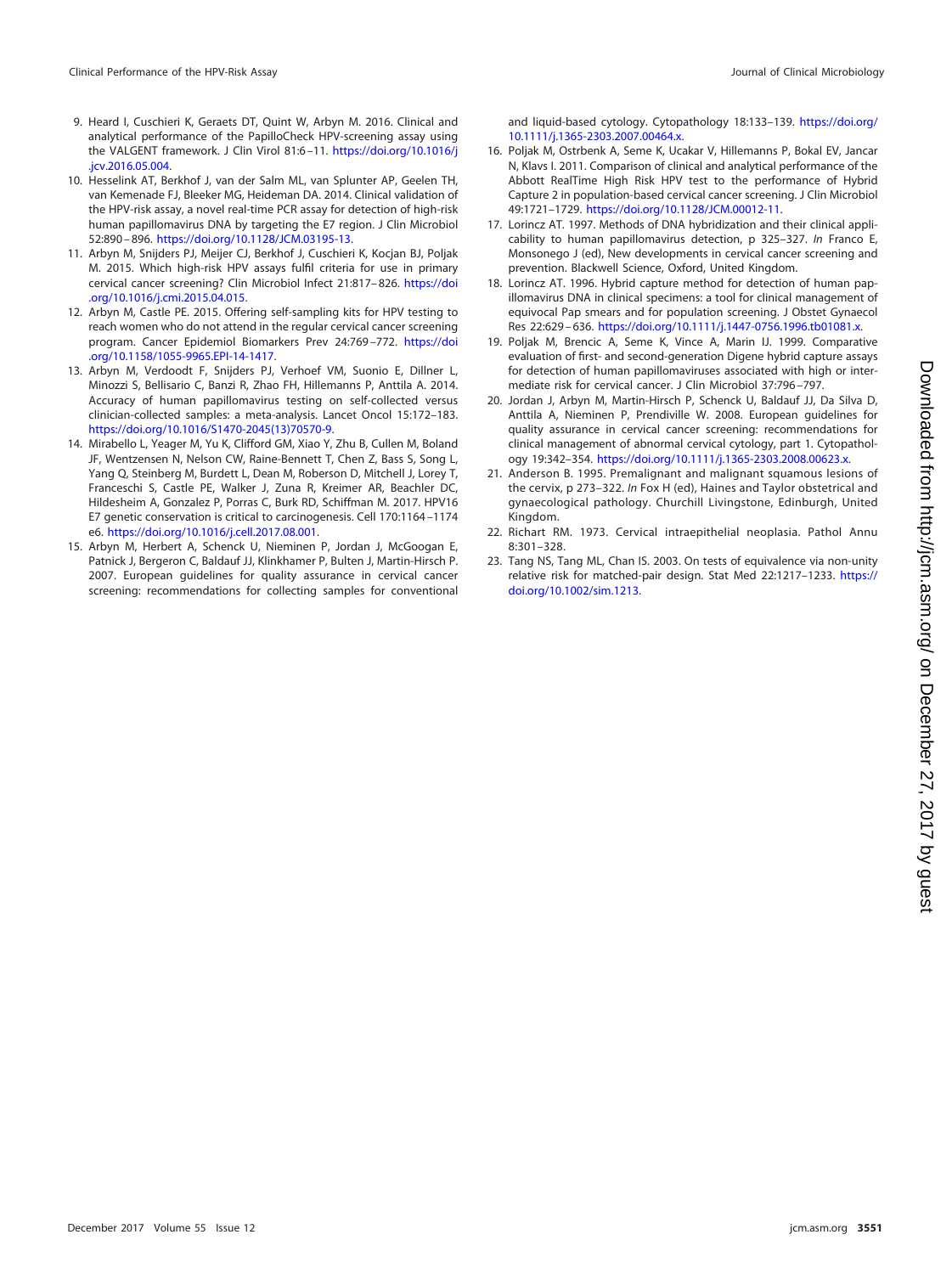9. Heard I, Cuschieri K, Geraets DT, Quint W, Arbyn M. 2016. Clinical and analytical performance of the PapilloCheck HPV-screening assay using the VALGENT framework. J Clin Virol 81:6–11. https://doi.org/10.1016/j.jcv.2016.05.004.
10. Hesselink AT, Berkhof J, van der Salm ML, van Splunter AP, Geelen TH, van Kemenade FJ, Bleeker MG, Heideman DA. 2014. Clinical validation of the HPV-risk assay, a novel real-time PCR assay for detection of high-risk human papillomavirus DNA by targeting the E7 region. J Clin Microbiol 52:890–896. https://doi.org/10.1128/JCM.03195-13.
11. Arbyn M, Snijders PJ, Meijer CJ, Berkhof J, Cuschieri K, Kocjan BJ, Poljak M. 2015. Which high-risk HPV assays fulfil criteria for use in primary cervical cancer screening? Clin Microbiol Infect 21:817–826. https://doi.org/10.1016/j.cmi.2015.04.015.
12. Arbyn M, Castle PE. 2015. Offering self-sampling kits for HPV testing to reach women who do not attend in the regular cervical cancer screening program. Cancer Epidemiol Biomarkers Prev 24:769–772. https://doi.org/10.1158/1055-9965.EPI-14-1417.
13. Arbyn M, Verdoodt F, Snijders PJ, Verhoef VM, Suonio E, Dillner L, Minozzi S, Bellisario C, Banzi R, Zhao FH, Hillemanns P, Anttila A. 2014. Accuracy of human papillomavirus testing on self-collected versus clinician-collected samples: a meta-analysis. Lancet Oncol 15:172–183. https://doi.org/10.1016/S1470-2045(13)70570-9.
14. Mirabello L, Yeager M, Yu K, Clifford GM, Xiao Y, Zhu B, Cullen M, Boland JF, Wentzensen N, Nelson CW, Raine-Bennett T, Chen Z, Bass S, Song L, Yang Q, Steinberg M, Burdett L, Dean M, Roberson D, Mitchell J, Lorey T, Franceschi S, Castle PE, Walker J, Zuna R, Kreimer AR, Beachler DC, Hildesheim A, Gonzalez P, Porras C, Burk RD, Schiffman M. 2017. HPV16 E7 genetic conservation is critical to carcinogenesis. Cell 170:1164–1174 e6. https://doi.org/10.1016/j.cell.2017.08.001.
15. Arbyn M, Herbert A, Schenck U, Nieminen P, Jordan J, McGoogan E, Patnick J, Bergeron C, Baldauf JJ, Klinkhamer P, Bulten J, Martin-Hirsch P. 2007. European guidelines for quality assurance in cervical cancer screening: recommendations for collecting samples for conventional and liquid-based cytology. Cytopathology 18:133–139. https://doi.org/10.1111/j.1365-2303.2007.00464.x.
16. Poljak M, Ostrbenk A, Seme K, Ucakar V, Hillemanns P, Bokal EV, Jancar N, Klavs I. 2011. Comparison of clinical and analytical performance of the Abbott RealTime High Risk HPV test to the performance of Hybrid Capture 2 in population-based cervical cancer screening. J Clin Microbiol 49:1721–1729. https://doi.org/10.1128/JCM.00012-11.
17. Lorincz AT. 1997. Methods of DNA hybridization and their clinical applicability to human papillomavirus detection, p 325–327. *In* Franco E, Monsonego J (ed), New developments in cervical cancer screening and prevention. Blackwell Science, Oxford, United Kingdom.
18. Lorincz AT. 1996. Hybrid capture method for detection of human papillomavirus DNA in clinical specimens: a tool for clinical management of equivocal Pap smears and for population screening. J Obstet Gynaecol Res 22:629–636. https://doi.org/10.1111/j.1447-0756.1996.tb01081.x.
19. Poljak M, Brencic A, Seme K, Vince A, Marin IJ. 1999. Comparative evaluation of first- and second-generation Digene hybrid capture assays for detection of human papillomaviruses associated with high or intermediate risk for cervical cancer. J Clin Microbiol 37:796–797.
20. Jordan J, Arbyn M, Martin-Hirsch P, Schenck U, Baldauf JJ, Da Silva D, Anttila A, Nieminen P, Prendiville W. 2008. European guidelines for quality assurance in cervical cancer screening: recommendations for clinical management of abnormal cervical cytology, part 1. Cytopathology 19:342–354. https://doi.org/10.1111/j.1365-2303.2008.00623.x.
21. Anderson B. 1995. Premalignant and malignant squamous lesions of the cervix, p 273–322. *In* Fox H (ed), Haines and Taylor obstetrical and gynaecological pathology. Churchill Livingstone, Edinburgh, United Kingdom.
22. Richart RM. 1973. Cervical intraepithelial neoplasia. Pathol Annu 8:301–328.
23. Tang NS, Tang ML, Chan IS. 2003. On tests of equivalence via non-unity relative risk for matched-pair design. Stat Med 22:1217–1233. https://doi.org/10.1002/sim.1213.